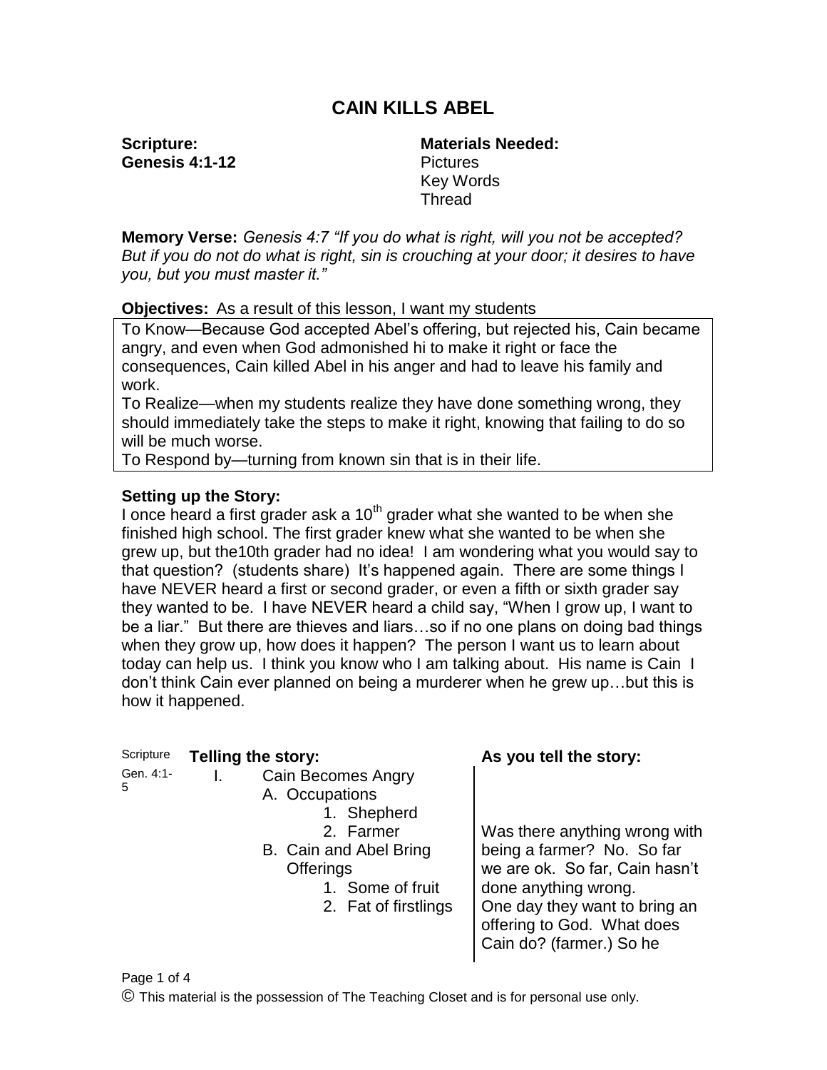# CAIN KILLS ABEL

**Scripture:**
**Genesis 4:1-12**

**Materials Needed:**
Pictures
Key Words
Thread

**Memory Verse:** *Genesis 4:7 "If you do what is right, will you not be accepted? But if you do not do what is right, sin is crouching at your door; it desires to have you, but you must master it."*

**Objectives:** As a result of this lesson, I want my students

To Know—Because God accepted Abel's offering, but rejected his, Cain became angry, and even when God admonished hi to make it right or face the consequences, Cain killed Abel in his anger and had to leave his family and work.
To Realize—when my students realize they have done something wrong, they should immediately take the steps to make it right, knowing that failing to do so will be much worse.
To Respond by—turning from known sin that is in their life.

**Setting up the Story:**
I once heard a first grader ask a 10th grader what she wanted to be when she finished high school. The first grader knew what she wanted to be when she grew up, but the10th grader had no idea! I am wondering what you would say to that question? (students share) It's happened again. There are some things I have NEVER heard a first or second grader, or even a fifth or sixth grader say they wanted to be. I have NEVER heard a child say, "When I grow up, I want to be a liar." But there are thieves and liars…so if no one plans on doing bad things when they grow up, how does it happen? The person I want us to learn about today can help us. I think you know who I am talking about. His name is Cain I don't think Cain ever planned on being a murderer when he grew up…but this is how it happened.

| Scripture | Telling the story: | As you tell the story: |
|---|---|---|
| Gen. 4:1-5 | I. Cain Becomes Angry<br>A. Occupations<br>1. Shepherd<br>2. Farmer<br>B. Cain and Abel Bring Offerings<br>1. Some of fruit<br>2. Fat of firstlings | Was there anything wrong with being a farmer? No. So far we are ok. So far, Cain hasn't done anything wrong.<br>One day they want to bring an offering to God. What does Cain do? (farmer.) So he |

© This material is the possession of The Teaching Closet and is for personal use only.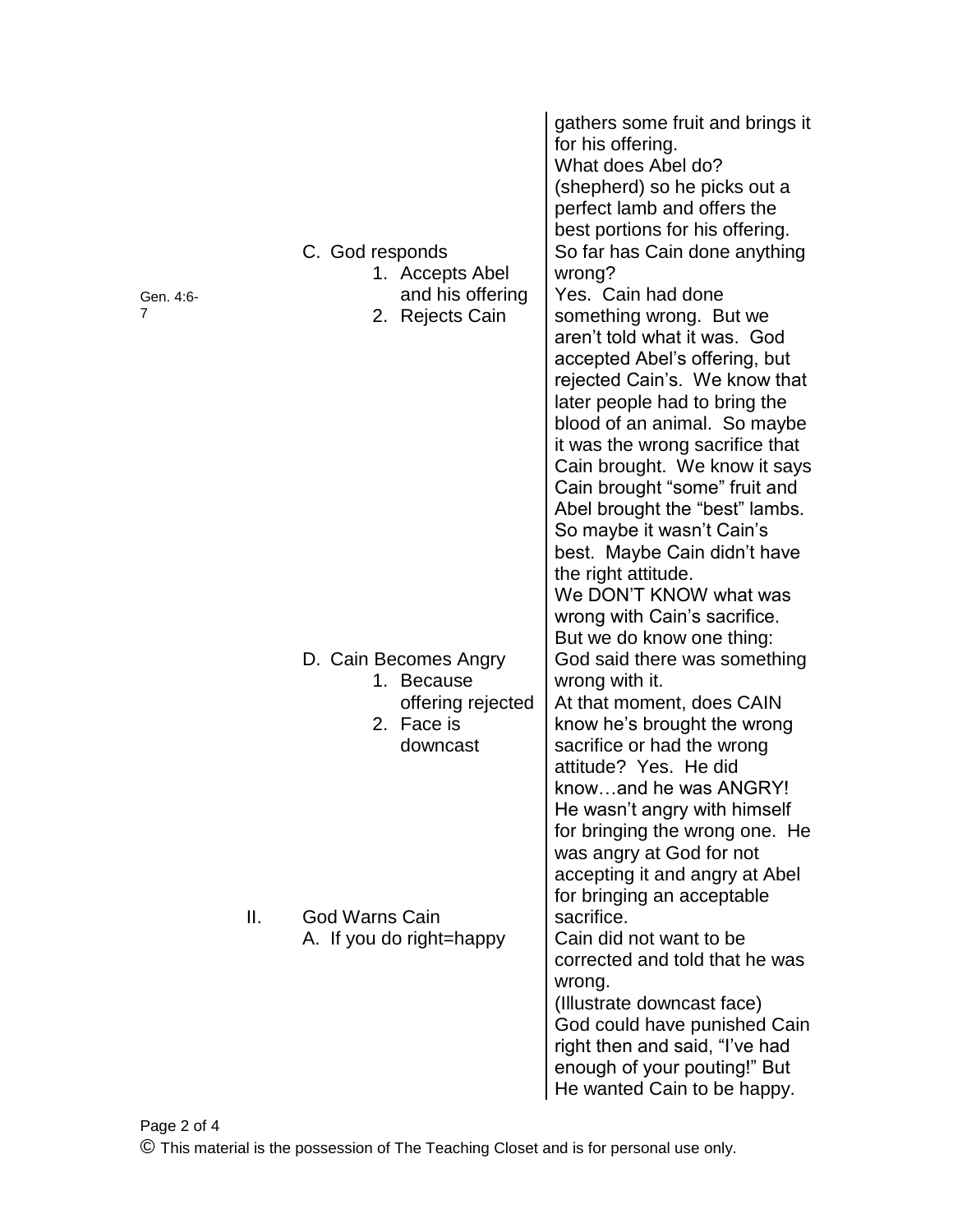gathers some fruit and brings it for his offering.
What does Abel do? (shepherd) so he picks out a perfect lamb and offers the best portions for his offering.

C. God responds
   1. Accepts Abel and his offering
   2. Rejects Cain

Gen. 4:6-7

So far has Cain done anything wrong?
Yes. Cain had done something wrong. But we aren't told what it was. God accepted Abel's offering, but rejected Cain's. We know that later people had to bring the blood of an animal. So maybe it was the wrong sacrifice that Cain brought. We know it says Cain brought "some" fruit and Abel brought the "best" lambs. So maybe it wasn't Cain's best. Maybe Cain didn't have the right attitude.
We DON'T KNOW what was wrong with Cain's sacrifice. But we do know one thing:

D. Cain Becomes Angry
   1. Because offering rejected
   2. Face is downcast

God said there was something wrong with it.
At that moment, does CAIN know he's brought the wrong sacrifice or had the wrong attitude? Yes. He did know…and he was ANGRY! He wasn't angry with himself for bringing the wrong one. He was angry at God for not accepting it and angry at Abel for bringing an acceptable sacrifice.

II. God Warns Cain
   A. If you do right=happy

Cain did not want to be corrected and told that he was wrong.
(Illustrate downcast face)
God could have punished Cain right then and said, "I've had enough of your pouting!" But He wanted Cain to be happy.

© This material is the possession of The Teaching Closet and is for personal use only.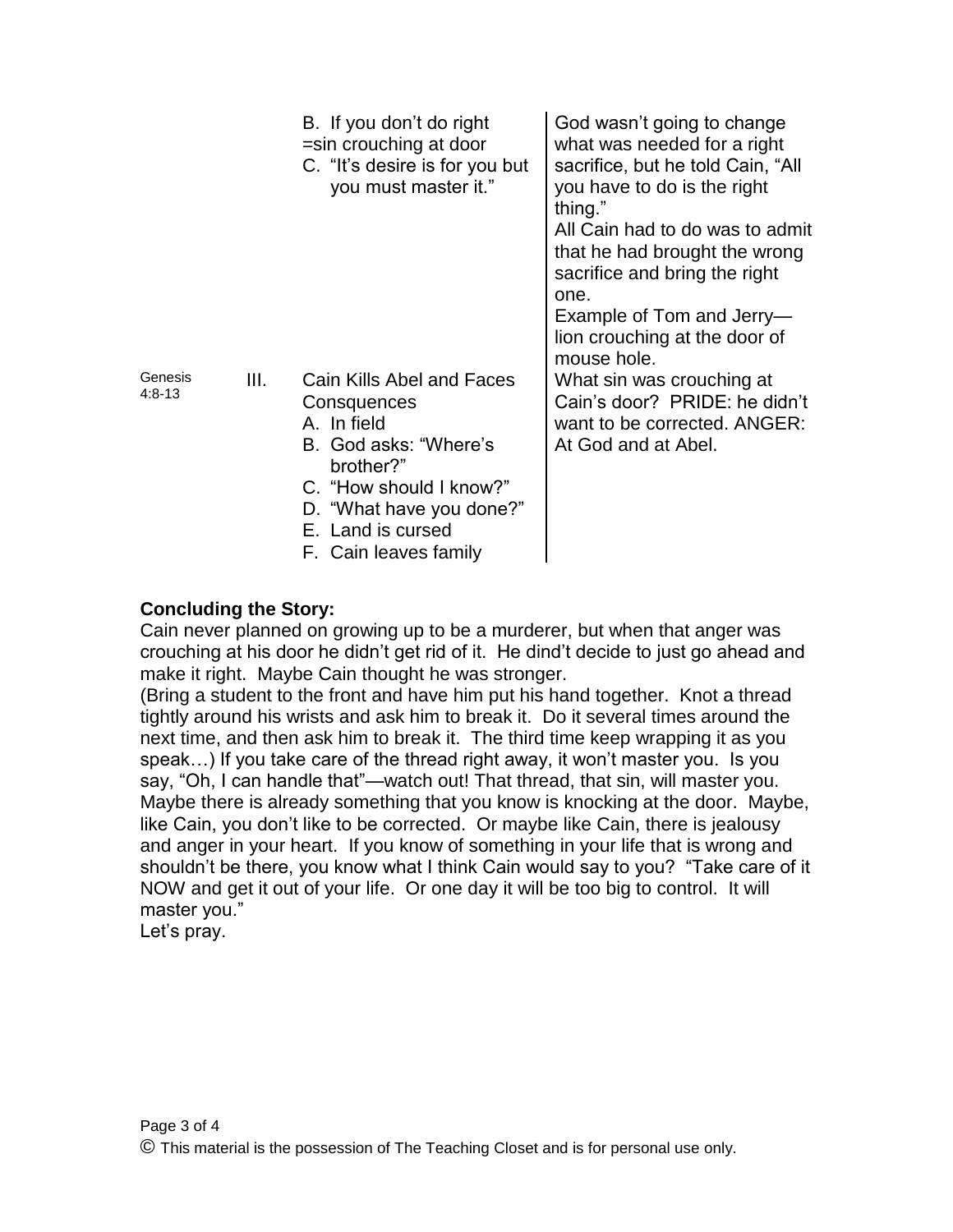| | | | |
|---|---|---|---|
| | | B. If you don't do right =sin crouching at door<br>C. "It's desire is for you but you must master it." | God wasn't going to change what was needed for a right sacrifice, but he told Cain, "All you have to do is the right thing."<br>All Cain had to do was to admit that he had brought the wrong sacrifice and bring the right one.<br>Example of Tom and Jerry—lion crouching at the door of mouse hole. |
| Genesis 4:8-13 | III. | Cain Kills Abel and Faces Consquences<br>A. In field<br>B. God asks: "Where's brother?"<br>C. "How should I know?"<br>D. "What have you done?"<br>E. Land is cursed<br>F. Cain leaves family | What sin was crouching at Cain's door? PRIDE: he didn't want to be corrected. ANGER: At God and at Abel. |

**Concluding the Story:**

Cain never planned on growing up to be a murderer, but when that anger was crouching at his door he didn't get rid of it. He dind't decide to just go ahead and make it right. Maybe Cain thought he was stronger.

(Bring a student to the front and have him put his hand together. Knot a thread tightly around his wrists and ask him to break it. Do it several times around the next time, and then ask him to break it. The third time keep wrapping it as you speak…) If you take care of the thread right away, it won't master you. Is you say, "Oh, I can handle that"—watch out! That thread, that sin, will master you. Maybe there is already something that you know is knocking at the door. Maybe, like Cain, you don't like to be corrected. Or maybe like Cain, there is jealousy and anger in your heart. If you know of something in your life that is wrong and shouldn't be there, you know what I think Cain would say to you? "Take care of it NOW and get it out of your life. Or one day it will be too big to control. It will master you."

Let's pray.

© This material is the possession of The Teaching Closet and is for personal use only.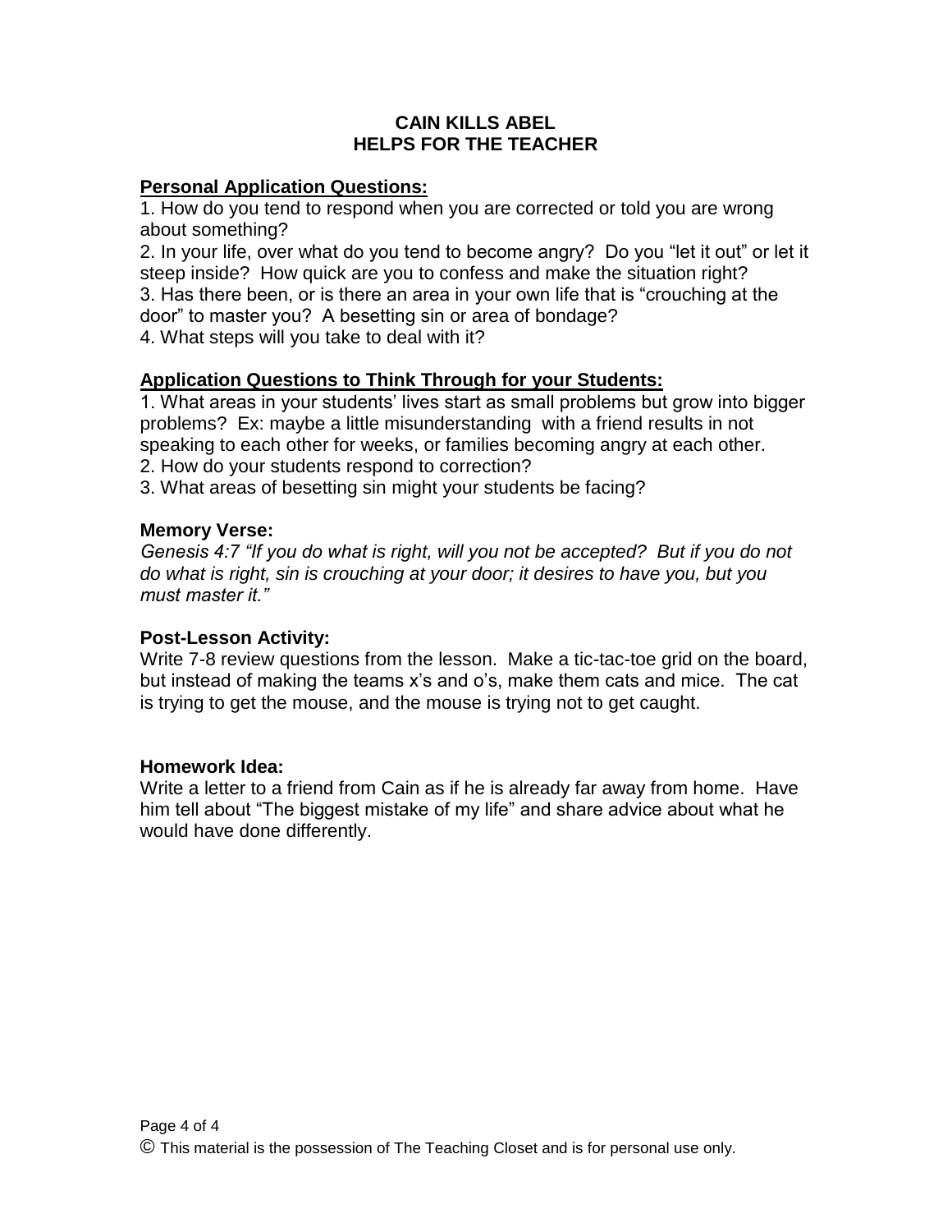# CAIN KILLS ABEL
## HELPS FOR THE TEACHER

**Personal Application Questions:**

1. How do you tend to respond when you are corrected or told you are wrong about something?
2. In your life, over what do you tend to become angry? Do you "let it out" or let it steep inside? How quick are you to confess and make the situation right?
3. Has there been, or is there an area in your own life that is "crouching at the door" to master you? A besetting sin or area of bondage?
4. What steps will you take to deal with it?

**Application Questions to Think Through for your Students:**

1. What areas in your students' lives start as small problems but grow into bigger problems? Ex: maybe a little misunderstanding with a friend results in not speaking to each other for weeks, or families becoming angry at each other.
2. How do your students respond to correction?
3. What areas of besetting sin might your students be facing?

**Memory Verse:**

*Genesis 4:7 "If you do what is right, will you not be accepted? But if you do not do what is right, sin is crouching at your door; it desires to have you, but you must master it."*

**Post-Lesson Activity:**

Write 7-8 review questions from the lesson. Make a tic-tac-toe grid on the board, but instead of making the teams x's and o's, make them cats and mice. The cat is trying to get the mouse, and the mouse is trying not to get caught.

**Homework Idea:**

Write a letter to a friend from Cain as if he is already far away from home. Have him tell about "The biggest mistake of my life" and share advice about what he would have done differently.

© This material is the possession of The Teaching Closet and is for personal use only.